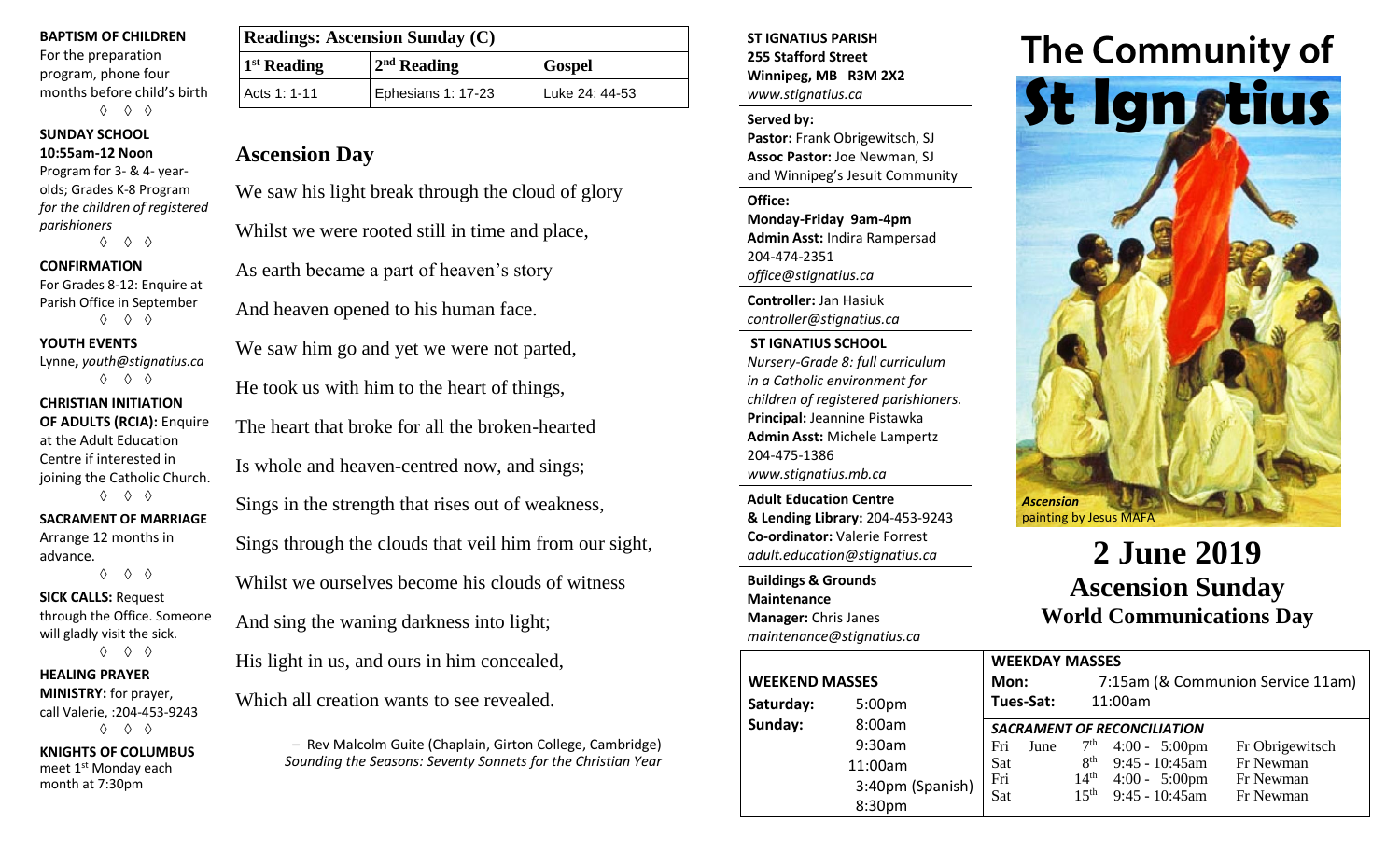**BAPTISM OF CHILDREN**
For the preparation program, phone four months before child's birth

◊ ◊ ◊

**SUNDAY SCHOOL**
**10:55am-12 Noon**
Program for 3- & 4- year-olds; Grades K-8 Program *for the children of registered parishioners*

◊ ◊ ◊

**CONFIRMATION**
For Grades 8-12: Enquire at Parish Office in September

◊ ◊ ◊

**YOUTH EVENTS**
Lynne, *youth@stignatius.ca*

◊ ◊ ◊

**CHRISTIAN INITIATION OF ADULTS (RCIA):** Enquire at the Adult Education Centre if interested in joining the Catholic Church.

◊ ◊ ◊

**SACRAMENT OF MARRIAGE**
Arrange 12 months in advance.

◊ ◊ ◊

**SICK CALLS:** Request through the Office. Someone will gladly visit the sick.

◊ ◊ ◊

**HEALING PRAYER MINISTRY:** for prayer, call Valerie, :204-453-9243

◊ ◊ ◊

**KNIGHTS OF COLUMBUS**
meet 1st Monday each month at 7:30pm

| **Readings: Ascension Sunday (C)** | | |
|---|---|---|
| **1st Reading** | **2nd Reading** | **Gospel** |
| Acts 1: 1-11 | Ephesians 1: 17-23 | Luke 24: 44-53 |

## Ascension Day

We saw his light break through the cloud of glory
Whilst we were rooted still in time and place,
As earth became a part of heaven's story
And heaven opened to his human face.
We saw him go and yet we were not parted,
He took us with him to the heart of things,
The heart that broke for all the broken-hearted
Is whole and heaven-centred now, and sings;
Sings in the strength that rises out of weakness,
Sings through the clouds that veil him from our sight,
Whilst we ourselves become his clouds of witness
And sing the waning darkness into light;
His light in us, and ours in him concealed,
Which all creation wants to see revealed.

– Rev Malcolm Guite (Chaplain, Girton College, Cambridge)
*Sounding the Seasons: Seventy Sonnets for the Christian Year*

**ST IGNATIUS PARISH**
**255 Stafford Street**
**Winnipeg, MB R3M 2X2**
*www.stignatius.ca*

**Served by:**
**Pastor:** Frank Obrigewitsch, SJ
**Assoc Pastor:** Joe Newman, SJ
and Winnipeg's Jesuit Community

**Office:**
**Monday-Friday 9am-4pm**
**Admin Asst:** Indira Rampersad
204-474-2351
*office@stignatius.ca*

**Controller:** Jan Hasiuk
*controller@stignatius.ca*

**ST IGNATIUS SCHOOL**
*Nursery-Grade 8: full curriculum in a Catholic environment for children of registered parishioners.*
**Principal:** Jeannine Pistawka
**Admin Asst:** Michele Lampertz
204-475-1386
*www.stignatius.mb.ca*

**Adult Education Centre & Lending Library:** 204-453-9243
**Co-ordinator:** Valerie Forrest
*adult.education@stignatius.ca*

**Buildings & Grounds Maintenance**
**Manager:** Chris Janes
*maintenance@stignatius.ca*

# The Community of St Ignatius

***Ascension*** painting by Jesus MAFA

# 2 June 2019
## Ascension Sunday
### World Communications Day

**WEEKEND MASSES**

| | |
|---|---|
| **Saturday:** | 5:00pm |
| **Sunday:** | 8:00am |
| | 9:30am |
| | 11:00am |
| | 3:40pm (Spanish) |
| | 8:30pm |

**WEEKDAY MASSES**

**Mon:** 7:15am (& Communion Service 11am)
**Tues-Sat:** 11:00am

***SACRAMENT OF RECONCILIATION***

| | | | | |
|---|---|---|---|---|
| Fri | June | 7th | 4:00 - 5:00pm | Fr Obrigewitsch |
| Sat | | 8th | 9:45 - 10:45am | Fr Newman |
| Fri | | 14th | 4:00 - 5:00pm | Fr Newman |
| Sat | | 15th | 9:45 - 10:45am | Fr Newman |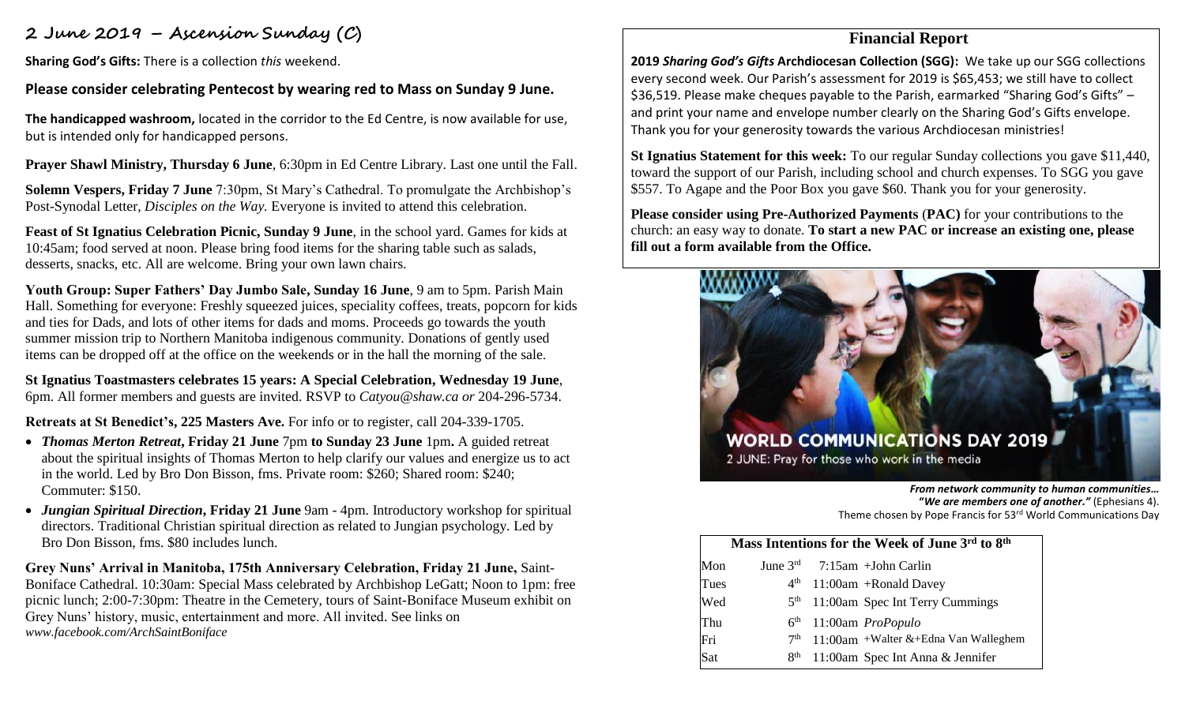# 2 June 2019 – Ascension Sunday (C)

**Sharing God's Gifts:** There is a collection *this* weekend.

**Please consider celebrating Pentecost by wearing red to Mass on Sunday 9 June.**

**The handicapped washroom,** located in the corridor to the Ed Centre, is now available for use, but is intended only for handicapped persons.

**Prayer Shawl Ministry, Thursday 6 June**, 6:30pm in Ed Centre Library. Last one until the Fall.

**Solemn Vespers, Friday 7 June** 7:30pm, St Mary's Cathedral. To promulgate the Archbishop's Post-Synodal Letter, *Disciples on the Way.* Everyone is invited to attend this celebration.

**Feast of St Ignatius Celebration Picnic, Sunday 9 June**, in the school yard. Games for kids at 10:45am; food served at noon. Please bring food items for the sharing table such as salads, desserts, snacks, etc. All are welcome. Bring your own lawn chairs.

**Youth Group: Super Fathers' Day Jumbo Sale, Sunday 16 June**, 9 am to 5pm. Parish Main Hall. Something for everyone: Freshly squeezed juices, speciality coffees, treats, popcorn for kids and ties for Dads, and lots of other items for dads and moms. Proceeds go towards the youth summer mission trip to Northern Manitoba indigenous community. Donations of gently used items can be dropped off at the office on the weekends or in the hall the morning of the sale.

**St Ignatius Toastmasters celebrates 15 years: A Special Celebration, Wednesday 19 June**, 6pm. All former members and guests are invited. RSVP to *Catyou@shaw.ca or* 204-296-5734.

**Retreats at St Benedict's, 225 Masters Ave.** For info or to register, call 204-339-1705.

- ***Thomas Merton Retreat*, Friday 21 June** 7pm **to Sunday 23 June** 1pm**.** A guided retreat about the spiritual insights of Thomas Merton to help clarify our values and energize us to act in the world. Led by Bro Don Bisson, fms. Private room: $260; Shared room: $240; Commuter: $150.
- ***Jungian Spiritual Direction*, Friday 21 June** 9am - 4pm. Introductory workshop for spiritual directors. Traditional Christian spiritual direction as related to Jungian psychology. Led by Bro Don Bisson, fms. $80 includes lunch.

**Grey Nuns' Arrival in Manitoba, 175th Anniversary Celebration, Friday 21 June,** Saint-Boniface Cathedral. 10:30am: Special Mass celebrated by Archbishop LeGatt; Noon to 1pm: free picnic lunch; 2:00-7:30pm: Theatre in the Cemetery, tours of Saint-Boniface Museum exhibit on Grey Nuns' history, music, entertainment and more. All invited. See links on *www.facebook.com/ArchSaintBoniface*

## Financial Report

**2019 *Sharing God's Gifts* Archdiocesan Collection (SGG):** We take up our SGG collections every second week. Our Parish's assessment for 2019 is $65,453; we still have to collect $36,519. Please make cheques payable to the Parish, earmarked "Sharing God's Gifts" – and print your name and envelope number clearly on the Sharing God's Gifts envelope. Thank you for your generosity towards the various Archdiocesan ministries!

**St Ignatius Statement for this week:** To our regular Sunday collections you gave $11,440, toward the support of our Parish, including school and church expenses. To SGG you gave $557. To Agape and the Poor Box you gave $60. Thank you for your generosity.

**Please consider using Pre-Authorized Payments** (**PAC)** for your contributions to the church: an easy way to donate. **To start a new PAC or increase an existing one, please fill out a form available from the Office.**

WORLD COMMUNICATIONS DAY 2019
2 JUNE: Pray for those who work in the media

***From network community to human communities… "We are members one of another."*** (Ephesians 4).
Theme chosen by Pope Francis for 53rd World Communications Day

| Mass Intentions for the Week of June 3rd to 8th | | | |
|---|---|---|---|
| Mon | June 3rd | 7:15am | +John Carlin |
| Tues | 4th | 11:00am | +Ronald Davey |
| Wed | 5th | 11:00am | Spec Int Terry Cummings |
| Thu | 6th | 11:00am | *ProPopulo* |
| Fri | 7th | 11:00am | +Walter &+Edna Van Walleghem |
| Sat | 8th | 11:00am | Spec Int Anna & Jennifer |